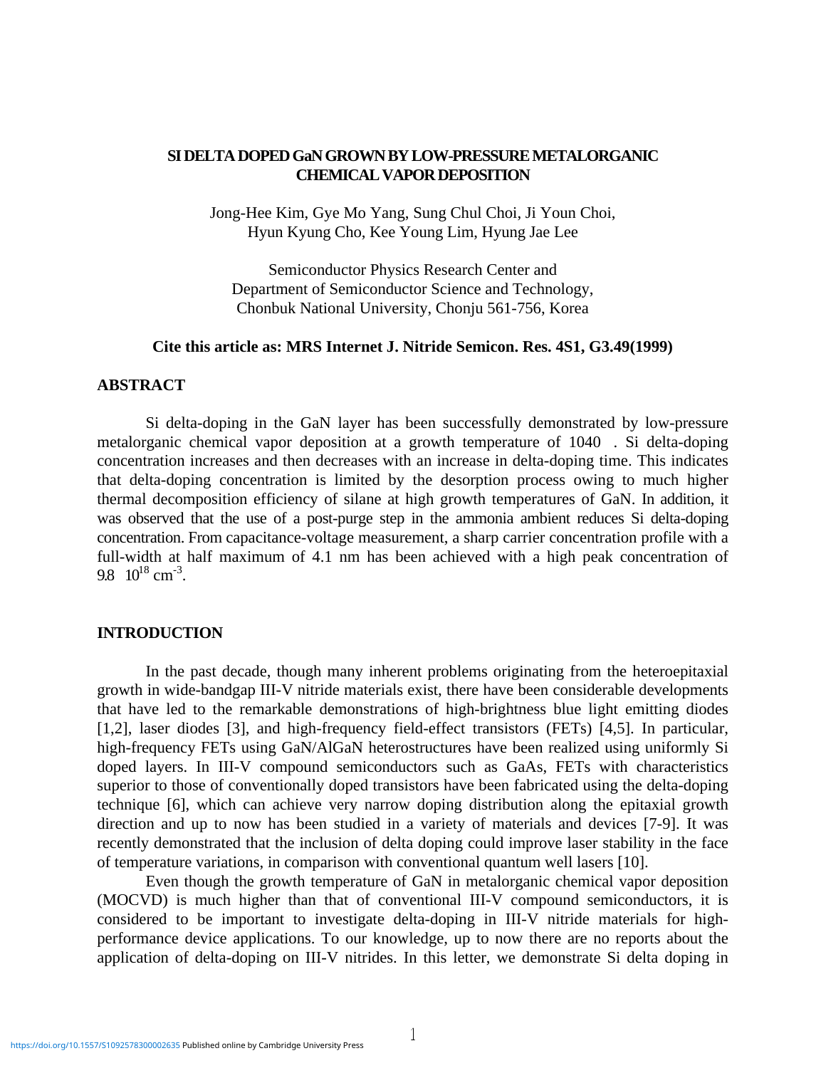# SI DELTA DOPED GaN GROWN BY LOW-PRESSURE METALORGANIC CHEMICAL VAPOR DEPOSITION

Jong-Hee Kim, Gye Mo Yang, Sung Chul Choi, Ji Youn Choi, Hyun Kyung Cho, Kee Young Lim, Hyung Jae Lee

Semiconductor Physics Research Center and
Department of Semiconductor Science and Technology,
Chonbuk National University, Chonju 561-756, Korea

**Cite this article as: MRS Internet J. Nitride Semicon. Res. 4S1, G3.49(1999)**

## ABSTRACT

Si delta-doping in the GaN layer has been successfully demonstrated by low-pressure metalorganic chemical vapor deposition at a growth temperature of 1040 . Si delta-doping concentration increases and then decreases with an increase in delta-doping time. This indicates that delta-doping concentration is limited by the desorption process owing to much higher thermal decomposition efficiency of silane at high growth temperatures of GaN. In addition, it was observed that the use of a post-purge step in the ammonia ambient reduces Si delta-doping concentration. From capacitance-voltage measurement, a sharp carrier concentration profile with a full-width at half maximum of 4.1 nm has been achieved with a high peak concentration of $9.8 \times 10^{18}$ cm$^{-3}$.

## INTRODUCTION

In the past decade, though many inherent problems originating from the heteroepitaxial growth in wide-bandgap III-V nitride materials exist, there have been considerable developments that have led to the remarkable demonstrations of high-brightness blue light emitting diodes [1,2], laser diodes [3], and high-frequency field-effect transistors (FETs) [4,5]. In particular, high-frequency FETs using GaN/AlGaN heterostructures have been realized using uniformly Si doped layers. In III-V compound semiconductors such as GaAs, FETs with characteristics superior to those of conventionally doped transistors have been fabricated using the delta-doping technique [6], which can achieve very narrow doping distribution along the epitaxial growth direction and up to now has been studied in a variety of materials and devices [7-9]. It was recently demonstrated that the inclusion of delta doping could improve laser stability in the face of temperature variations, in comparison with conventional quantum well lasers [10].

Even though the growth temperature of GaN in metalorganic chemical vapor deposition (MOCVD) is much higher than that of conventional III-V compound semiconductors, it is considered to be important to investigate delta-doping in III-V nitride materials for high-performance device applications. To our knowledge, up to now there are no reports about the application of delta-doping on III-V nitrides. In this letter, we demonstrate Si delta doping in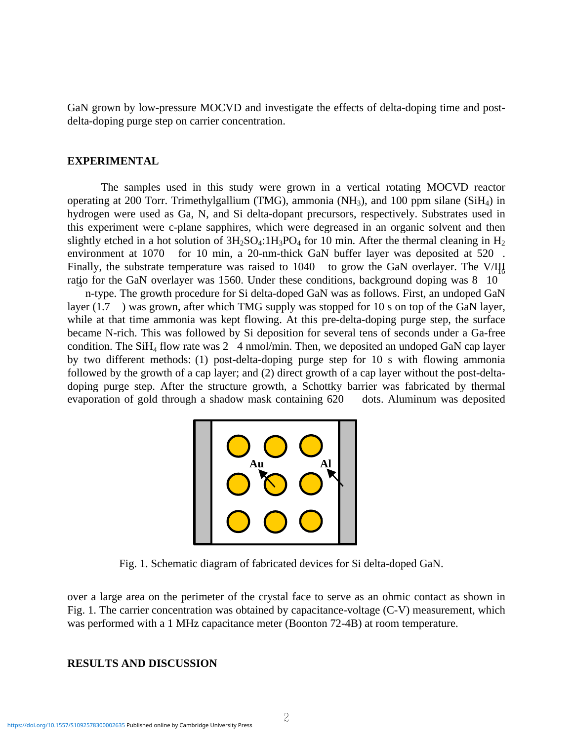GaN grown by low-pressure MOCVD and investigate the effects of delta-doping time and post-delta-doping purge step on carrier concentration.

## EXPERIMENTAL

The samples used in this study were grown in a vertical rotating MOCVD reactor operating at 200 Torr. Trimethylgallium (TMG), ammonia ($NH_3$), and 100 ppm silane ($SiH_4$) in hydrogen were used as Ga, N, and Si delta-dopant precursors, respectively. Substrates used in this experiment were c-plane sapphires, which were degreased in an organic solvent and then slightly etched in a hot solution of $3H_2SO_4$:$1H_3PO_4$ for 10 min. After the thermal cleaning in $H_2$ environment at 1070 for 10 min, a 20-nm-thick GaN buffer layer was deposited at 520 . Finally, the substrate temperature was raised to 1040 to grow the GaN overlayer. The V/III ratio for the GaN overlayer was 1560. Under these conditions, background doping was 8 $10^{16}$ $^{-3}$ n-type. The growth procedure for Si delta-doped GaN was as follows. First, an undoped GaN layer (1.7 ) was grown, after which TMG supply was stopped for 10 s on top of the GaN layer, while at that time ammonia was kept flowing. At this pre-delta-doping purge step, the surface became N-rich. This was followed by Si deposition for several tens of seconds under a Ga-free condition. The $SiH_4$ flow rate was 2 4 nmol/min. Then, we deposited an undoped GaN cap layer by two different methods: (1) post-delta-doping purge step for 10 s with flowing ammonia followed by the growth of a cap layer; and (2) direct growth of a cap layer without the post-delta-doping purge step. After the structure growth, a Schottky barrier was fabricated by thermal evaporation of gold through a shadow mask containing 620 dots. Aluminum was deposited

Fig. 1. Schematic diagram of fabricated devices for Si delta-doped GaN.

over a large area on the perimeter of the crystal face to serve as an ohmic contact as shown in Fig. 1. The carrier concentration was obtained by capacitance-voltage (C-V) measurement, which was performed with a 1 MHz capacitance meter (Boonton 72-4B) at room temperature.

## RESULTS AND DISCUSSION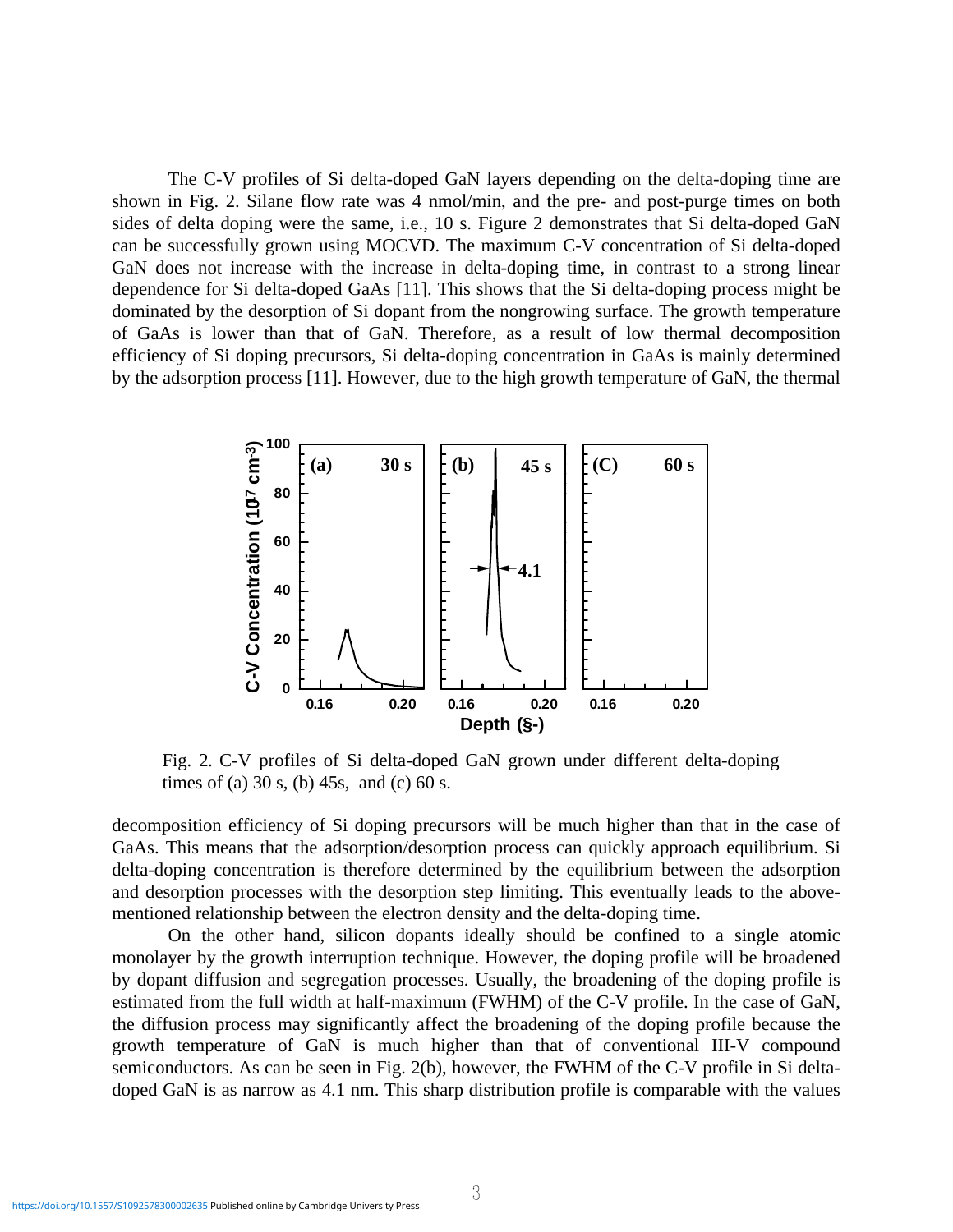The C-V profiles of Si delta-doped GaN layers depending on the delta-doping time are shown in Fig. 2. Silane flow rate was 4 nmol/min, and the pre- and post-purge times on both sides of delta doping were the same, i.e., 10 s. Figure 2 demonstrates that Si delta-doped GaN can be successfully grown using MOCVD. The maximum C-V concentration of Si delta-doped GaN does not increase with the increase in delta-doping time, in contrast to a strong linear dependence for Si delta-doped GaAs [11]. This shows that the Si delta-doping process might be dominated by the desorption of Si dopant from the nongrowing surface. The growth temperature of GaAs is lower than that of GaN. Therefore, as a result of low thermal decomposition efficiency of Si doping precursors, Si delta-doping concentration in GaAs is mainly determined by the adsorption process [11]. However, due to the high growth temperature of GaN, the thermal

Fig. 2. C-V profiles of Si delta-doped GaN grown under different delta-doping times of (a) 30 s, (b) 45s, and (c) 60 s.

decomposition efficiency of Si doping precursors will be much higher than that in the case of GaAs. This means that the adsorption/desorption process can quickly approach equilibrium. Si delta-doping concentration is therefore determined by the equilibrium between the adsorption and desorption processes with the desorption step limiting. This eventually leads to the above-mentioned relationship between the electron density and the delta-doping time.

On the other hand, silicon dopants ideally should be confined to a single atomic monolayer by the growth interruption technique. However, the doping profile will be broadened by dopant diffusion and segregation processes. Usually, the broadening of the doping profile is estimated from the full width at half-maximum (FWHM) of the C-V profile. In the case of GaN, the diffusion process may significantly affect the broadening of the doping profile because the growth temperature of GaN is much higher than that of conventional III-V compound semiconductors. As can be seen in Fig. 2(b), however, the FWHM of the C-V profile in Si delta-doped GaN is as narrow as 4.1 nm. This sharp distribution profile is comparable with the values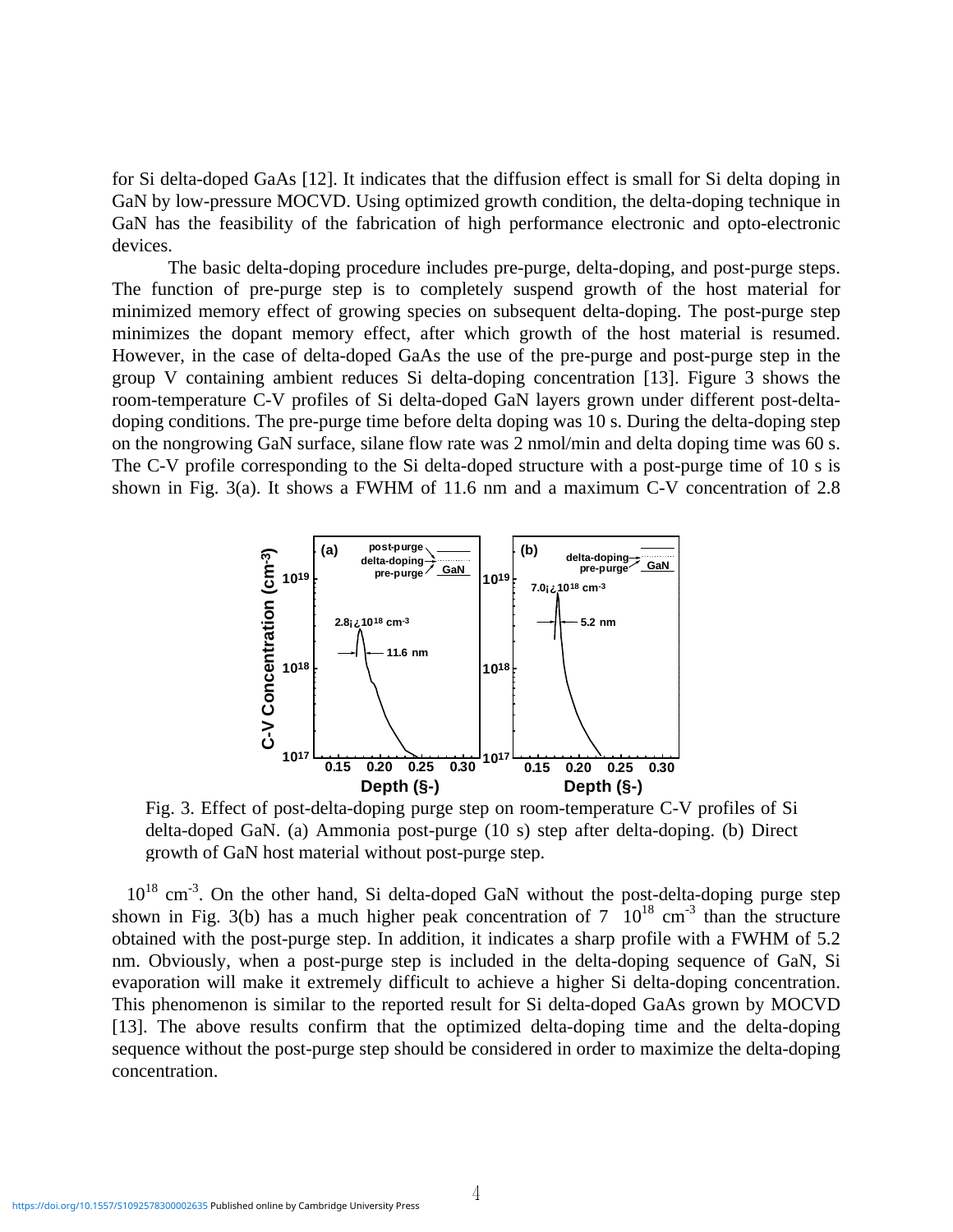for Si delta-doped GaAs [12]. It indicates that the diffusion effect is small for Si delta doping in GaN by low-pressure MOCVD. Using optimized growth condition, the delta-doping technique in GaN has the feasibility of the fabrication of high performance electronic and opto-electronic devices.

The basic delta-doping procedure includes pre-purge, delta-doping, and post-purge steps. The function of pre-purge step is to completely suspend growth of the host material for minimized memory effect of growing species on subsequent delta-doping. The post-purge step minimizes the dopant memory effect, after which growth of the host material is resumed. However, in the case of delta-doped GaAs the use of the pre-purge and post-purge step in the group V containing ambient reduces Si delta-doping concentration [13]. Figure 3 shows the room-temperature C-V profiles of Si delta-doped GaN layers grown under different post-delta-doping conditions. The pre-purge time before delta doping was 10 s. During the delta-doping step on the nongrowing GaN surface, silane flow rate was 2 nmol/min and delta doping time was 60 s. The C-V profile corresponding to the Si delta-doped structure with a post-purge time of 10 s is shown in Fig. 3(a). It shows a FWHM of 11.6 nm and a maximum C-V concentration of 2.8

Fig. 3. Effect of post-delta-doping purge step on room-temperature C-V profiles of Si delta-doped GaN. (a) Ammonia post-purge (10 s) step after delta-doping. (b) Direct growth of GaN host material without post-purge step.

$10^{18}$ cm$^{-3}$. On the other hand, Si delta-doped GaN without the post-delta-doping purge step shown in Fig. 3(b) has a much higher peak concentration of $7 \times 10^{18}$ cm$^{-3}$ than the structure obtained with the post-purge step. In addition, it indicates a sharp profile with a FWHM of 5.2 nm. Obviously, when a post-purge step is included in the delta-doping sequence of GaN, Si evaporation will make it extremely difficult to achieve a higher Si delta-doping concentration. This phenomenon is similar to the reported result for Si delta-doped GaAs grown by MOCVD [13]. The above results confirm that the optimized delta-doping time and the delta-doping sequence without the post-purge step should be considered in order to maximize the delta-doping concentration.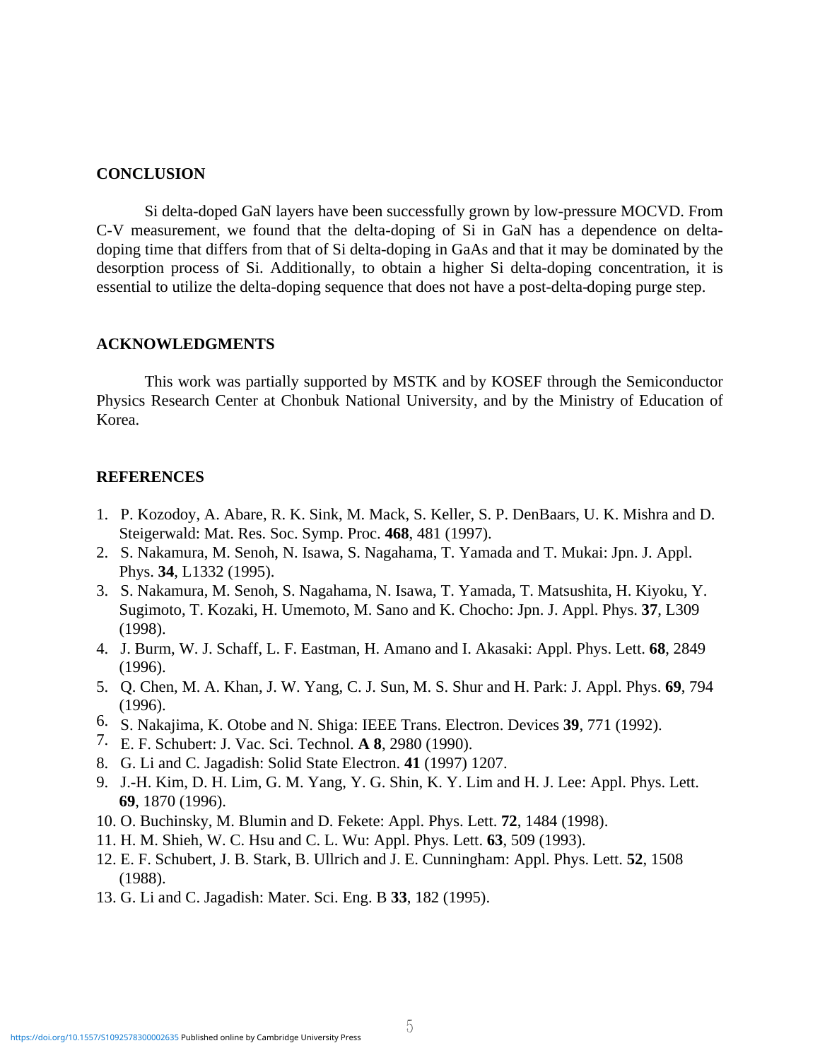## CONCLUSION

Si delta-doped GaN layers have been successfully grown by low-pressure MOCVD. From C-V measurement, we found that the delta-doping of Si in GaN has a dependence on delta-doping time that differs from that of Si delta-doping in GaAs and that it may be dominated by the desorption process of Si. Additionally, to obtain a higher Si delta-doping concentration, it is essential to utilize the delta-doping sequence that does not have a post-delta-doping purge step.

## ACKNOWLEDGMENTS

This work was partially supported by MSTK and by KOSEF through the Semiconductor Physics Research Center at Chonbuk National University, and by the Ministry of Education of Korea.

## REFERENCES

1. P. Kozodoy, A. Abare, R. K. Sink, M. Mack, S. Keller, S. P. DenBaars, U. K. Mishra and D. Steigerwald: Mat. Res. Soc. Symp. Proc. **468**, 481 (1997).
2. S. Nakamura, M. Senoh, N. Isawa, S. Nagahama, T. Yamada and T. Mukai: Jpn. J. Appl. Phys. **34**, L1332 (1995).
3. S. Nakamura, M. Senoh, S. Nagahama, N. Isawa, T. Yamada, T. Matsushita, H. Kiyoku, Y. Sugimoto, T. Kozaki, H. Umemoto, M. Sano and K. Chocho: Jpn. J. Appl. Phys. **37**, L309 (1998).
4. J. Burm, W. J. Schaff, L. F. Eastman, H. Amano and I. Akasaki: Appl. Phys. Lett. **68**, 2849 (1996).
5. Q. Chen, M. A. Khan, J. W. Yang, C. J. Sun, M. S. Shur and H. Park: J. Appl. Phys. **69**, 794 (1996).
6. S. Nakajima, K. Otobe and N. Shiga: IEEE Trans. Electron. Devices **39**, 771 (1992).
7. E. F. Schubert: J. Vac. Sci. Technol. **A 8**, 2980 (1990).
8. G. Li and C. Jagadish: Solid State Electron. **41** (1997) 1207.
9. J.-H. Kim, D. H. Lim, G. M. Yang, Y. G. Shin, K. Y. Lim and H. J. Lee: Appl. Phys. Lett. **69**, 1870 (1996).
10. O. Buchinsky, M. Blumin and D. Fekete: Appl. Phys. Lett. **72**, 1484 (1998).
11. H. M. Shieh, W. C. Hsu and C. L. Wu: Appl. Phys. Lett. **63**, 509 (1993).
12. E. F. Schubert, J. B. Stark, B. Ullrich and J. E. Cunningham: Appl. Phys. Lett. **52**, 1508 (1988).
13. G. Li and C. Jagadish: Mater. Sci. Eng. B **33**, 182 (1995).